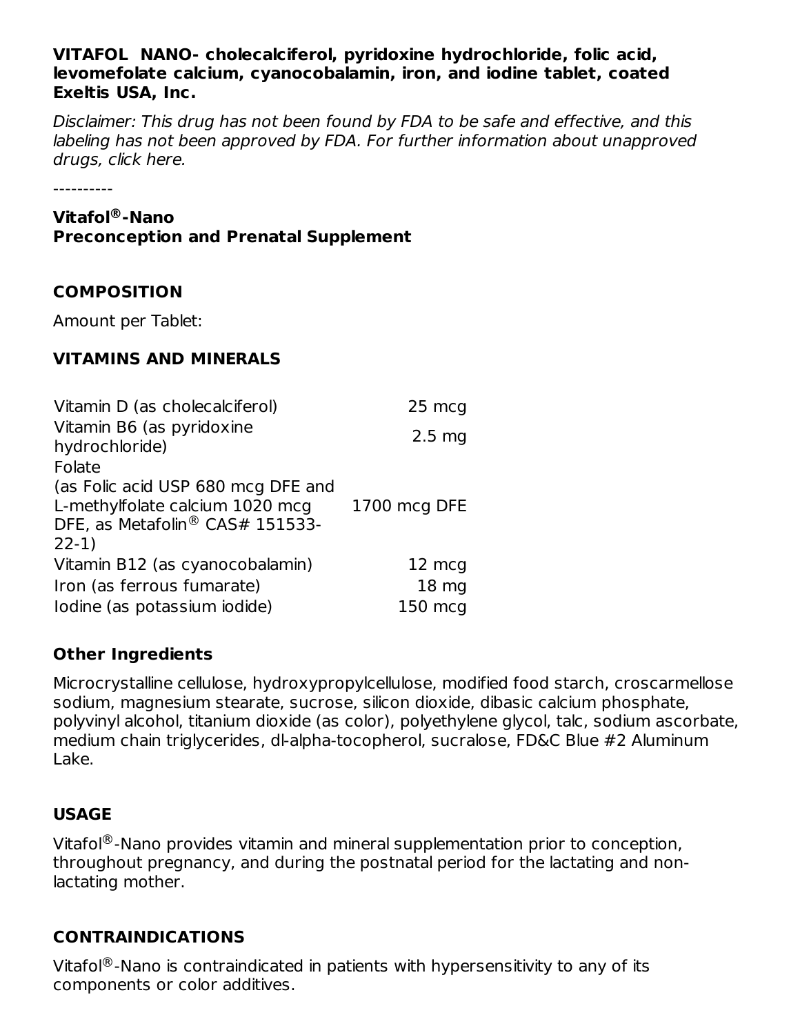**VITAFOL NANO- cholecalciferol, pyridoxine hydrochloride, folic acid, levomefolate calcium, cyanocobalamin, iron, and iodine tablet, coated**
**Exeltis USA, Inc.**

*Disclaimer: This drug has not been found by FDA to be safe and effective, and this labeling has not been approved by FDA. For further information about unapproved drugs, click here.*

----------

**Vitafol®-Nano**
**Preconception and Prenatal Supplement**

## COMPOSITION

Amount per Tablet:

## VITAMINS AND MINERALS

| | |
|---|---|
| Vitamin D (as cholecalciferol) | 25 mcg |
| Vitamin B6 (as pyridoxine hydrochloride) | 2.5 mg |
| Folate (as Folic acid USP 680 mcg DFE and L-methylfolate calcium 1020 mcg DFE, as Metafolin® CAS# 151533-22-1) | 1700 mcg DFE |
| Vitamin B12 (as cyanocobalamin) | 12 mcg |
| Iron (as ferrous fumarate) | 18 mg |
| Iodine (as potassium iodide) | 150 mcg |

### Other Ingredients

Microcrystalline cellulose, hydroxypropylcellulose, modified food starch, croscarmellose sodium, magnesium stearate, sucrose, silicon dioxide, dibasic calcium phosphate, polyvinyl alcohol, titanium dioxide (as color), polyethylene glycol, talc, sodium ascorbate, medium chain triglycerides, dl-alpha-tocopherol, sucralose, FD&C Blue #2 Aluminum Lake.

## USAGE

Vitafol®-Nano provides vitamin and mineral supplementation prior to conception, throughout pregnancy, and during the postnatal period for the lactating and non-lactating mother.

## CONTRAINDICATIONS

Vitafol®-Nano is contraindicated in patients with hypersensitivity to any of its components or color additives.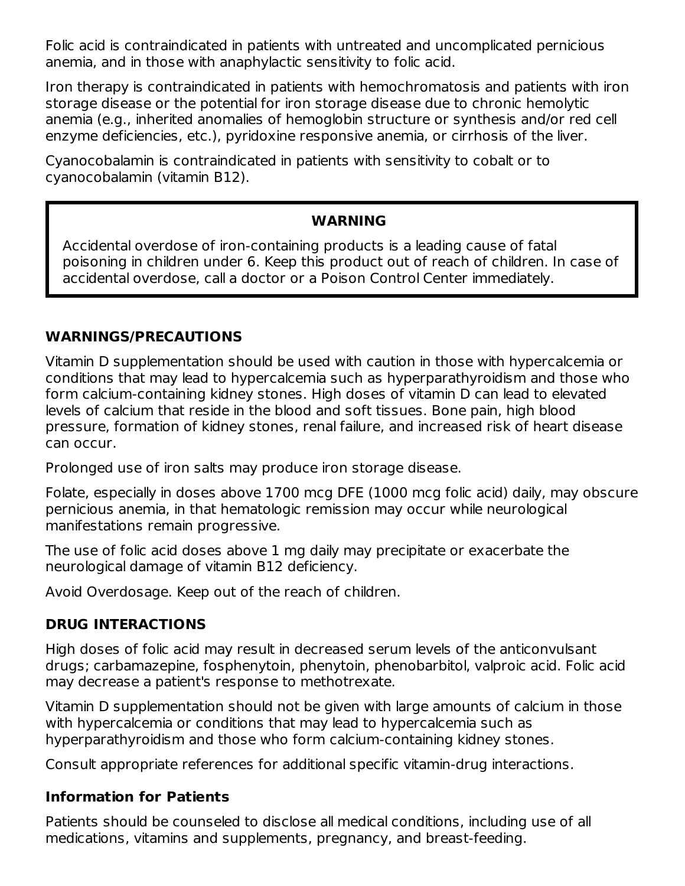Folic acid is contraindicated in patients with untreated and uncomplicated pernicious anemia, and in those with anaphylactic sensitivity to folic acid.

Iron therapy is contraindicated in patients with hemochromatosis and patients with iron storage disease or the potential for iron storage disease due to chronic hemolytic anemia (e.g., inherited anomalies of hemoglobin structure or synthesis and/or red cell enzyme deficiencies, etc.), pyridoxine responsive anemia, or cirrhosis of the liver.

Cyanocobalamin is contraindicated in patients with sensitivity to cobalt or to cyanocobalamin (vitamin B12).

> **WARNING**
>
> Accidental overdose of iron-containing products is a leading cause of fatal poisoning in children under 6. Keep this product out of reach of children. In case of accidental overdose, call a doctor or a Poison Control Center immediately.

## WARNINGS/PRECAUTIONS

Vitamin D supplementation should be used with caution in those with hypercalcemia or conditions that may lead to hypercalcemia such as hyperparathyroidism and those who form calcium-containing kidney stones. High doses of vitamin D can lead to elevated levels of calcium that reside in the blood and soft tissues. Bone pain, high blood pressure, formation of kidney stones, renal failure, and increased risk of heart disease can occur.

Prolonged use of iron salts may produce iron storage disease.

Folate, especially in doses above 1700 mcg DFE (1000 mcg folic acid) daily, may obscure pernicious anemia, in that hematologic remission may occur while neurological manifestations remain progressive.

The use of folic acid doses above 1 mg daily may precipitate or exacerbate the neurological damage of vitamin B12 deficiency.

Avoid Overdosage. Keep out of the reach of children.

## DRUG INTERACTIONS

High doses of folic acid may result in decreased serum levels of the anticonvulsant drugs; carbamazepine, fosphenytoin, phenytoin, phenobarbitol, valproic acid. Folic acid may decrease a patient's response to methotrexate.

Vitamin D supplementation should not be given with large amounts of calcium in those with hypercalcemia or conditions that may lead to hypercalcemia such as hyperparathyroidism and those who form calcium-containing kidney stones.

Consult appropriate references for additional specific vitamin-drug interactions.

### Information for Patients

Patients should be counseled to disclose all medical conditions, including use of all medications, vitamins and supplements, pregnancy, and breast-feeding.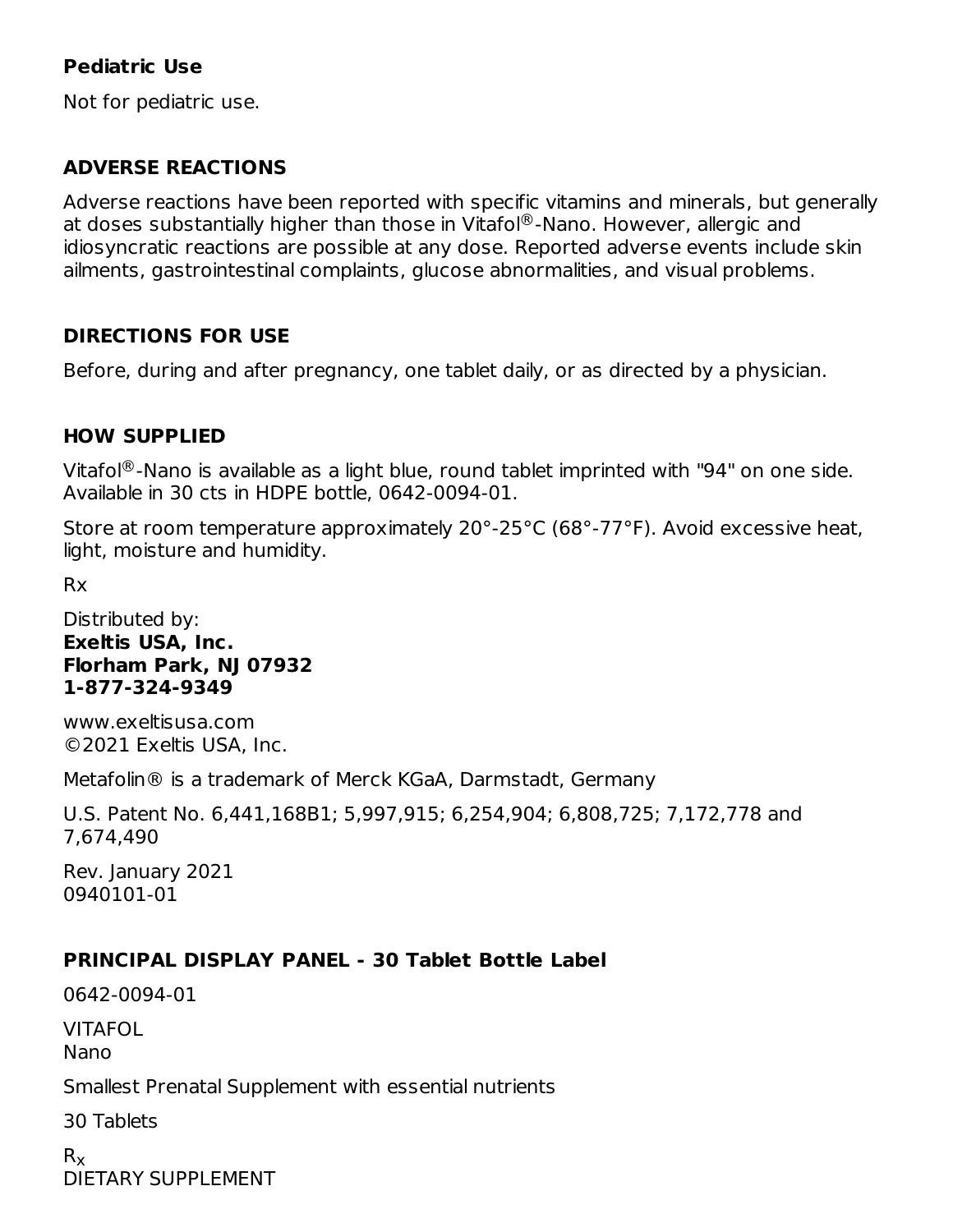## Pediatric Use

Not for pediatric use.

## ADVERSE REACTIONS

Adverse reactions have been reported with specific vitamins and minerals, but generally at doses substantially higher than those in Vitafol®-Nano. However, allergic and idiosyncratic reactions are possible at any dose. Reported adverse events include skin ailments, gastrointestinal complaints, glucose abnormalities, and visual problems.

## DIRECTIONS FOR USE

Before, during and after pregnancy, one tablet daily, or as directed by a physician.

## HOW SUPPLIED

Vitafol®-Nano is available as a light blue, round tablet imprinted with "94" on one side. Available in 30 cts in HDPE bottle, 0642-0094-01.

Store at room temperature approximately 20°-25°C (68°-77°F). Avoid excessive heat, light, moisture and humidity.

Rx

Distributed by:
**Exeltis USA, Inc.**
**Florham Park, NJ 07932**
**1-877-324-9349**

www.exeltisusa.com
©2021 Exeltis USA, Inc.

Metafolin® is a trademark of Merck KGaA, Darmstadt, Germany

U.S. Patent No. 6,441,168B1; 5,997,915; 6,254,904; 6,808,725; 7,172,778 and 7,674,490

Rev. January 2021
0940101-01

## PRINCIPAL DISPLAY PANEL - 30 Tablet Bottle Label

0642-0094-01

VITAFOL
Nano

Smallest Prenatal Supplement with essential nutrients

30 Tablets

$R_x$
DIETARY SUPPLEMENT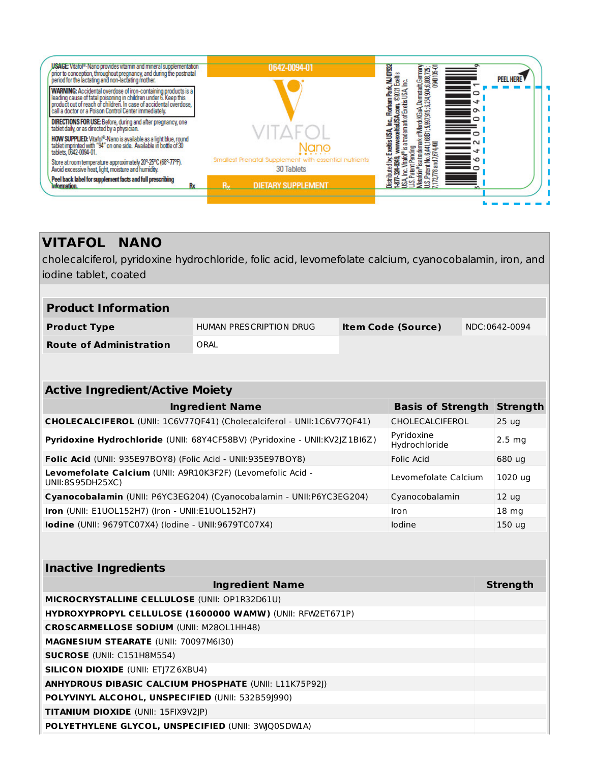USAGE: Vitafol®-Nano provides vitamin and mineral supplementation prior to conception, throughout pregnancy, and during the postnatal period for the lactating and non-lactating mother.

**WARNING:** Accidental overdose of iron-containing products is a leading cause of fatal poisoning in children under 6. Keep this product out of reach of children. In case of accidental overdose, call a doctor or a Poison Control Center immediately.

**DIRECTIONS FOR USE:** Before, during and after pregnancy, one tablet daily, or as directed by a physician.

**HOW SUPPLIED:** Vitafol®-Nano is available as a light blue, round tablet imprinted with "94" on one side. Available in bottle of 30 tablets, 0642-0094-01.

Store at room temperature approximately 20°-25°C (68°-77°F). Avoid excessive heat, light, moisture and humidity.

**Peel back label for supplement facts and full prescribing information.** Rx

0642-0094-01

VITAFOL Nano

Smallest Prenatal Supplement with essential nutrients

30 Tablets

Rx DIETARY SUPPLEMENT

Distributed by: Exeltis USA, Inc., Florham Park, NJ 07932 1-877-324-9349, www.exeltisUSA.com. ©2021 Exeltis USA, Inc. Vitafol® is a trademark of Exeltis USA, Inc. U.S. Patent Pending. Metafolin® is a trademark of Merck KGaA, Darmstadt, Germany. U.S. Patent No. 6,441,168B1; 5,997,915; 6,254,904; 6,808,725; 7,172,778 and 7,674,490 0940105-01

3 0642 0094 01 9

PEEL HERE

# VITAFOL NANO

cholecalciferol, pyridoxine hydrochloride, folic acid, levomefolate calcium, cyanocobalamin, iron, and iodine tablet, coated

## Product Information

| | | | |
|---|---|---|---|
| **Product Type** | HUMAN PRESCRIPTION DRUG | **Item Code (Source)** | NDC:0642-0094 |
| **Route of Administration** | ORAL | | |

## Active Ingredient/Active Moiety

| Ingredient Name | Basis of Strength | Strength |
|---|---|---|
| **CHOLECALCIFEROL** (UNII: 1C6V77QF41) (Cholecalciferol - UNII:1C6V77QF41) | CHOLECALCIFEROL | 25 ug |
| **Pyridoxine Hydrochloride** (UNII: 68Y4CF58BV) (Pyridoxine - UNII:KV2JZ1BI6Z) | Pyridoxine Hydrochloride | 2.5 mg |
| **Folic Acid** (UNII: 935E97BOY8) (Folic Acid - UNII:935E97BOY8) | Folic Acid | 680 ug |
| **Levomefolate Calcium** (UNII: A9R10K3F2F) (Levomefolic Acid - UNII:8S95DH25XC) | Levomefolate Calcium | 1020 ug |
| **Cyanocobalamin** (UNII: P6YC3EG204) (Cyanocobalamin - UNII:P6YC3EG204) | Cyanocobalamin | 12 ug |
| **Iron** (UNII: E1UOL152H7) (Iron - UNII:E1UOL152H7) | Iron | 18 mg |
| **Iodine** (UNII: 9679TC07X4) (Iodine - UNII:9679TC07X4) | Iodine | 150 ug |

## Inactive Ingredients

| Ingredient Name | Strength |
|---|---|
| **MICROCRYSTALLINE CELLULOSE** (UNII: OP1R32D61U) | |
| **HYDROXYPROPYL CELLULOSE (1600000 WAMW)** (UNII: RFW2ET671P) | |
| **CROSCARMELLOSE SODIUM** (UNII: M28OL1HH48) | |
| **MAGNESIUM STEARATE** (UNII: 70097M6I30) | |
| **SUCROSE** (UNII: C151H8M554) | |
| **SILICON DIOXIDE** (UNII: ETJ7Z6XBU4) | |
| **ANHYDROUS DIBASIC CALCIUM PHOSPHATE** (UNII: L11K75P92J) | |
| **POLYVINYL ALCOHOL, UNSPECIFIED** (UNII: 532B59J990) | |
| **TITANIUM DIOXIDE** (UNII: 15FIX9V2JP) | |
| **POLYETHYLENE GLYCOL, UNSPECIFIED** (UNII: 3WJQ0SDW1A) | |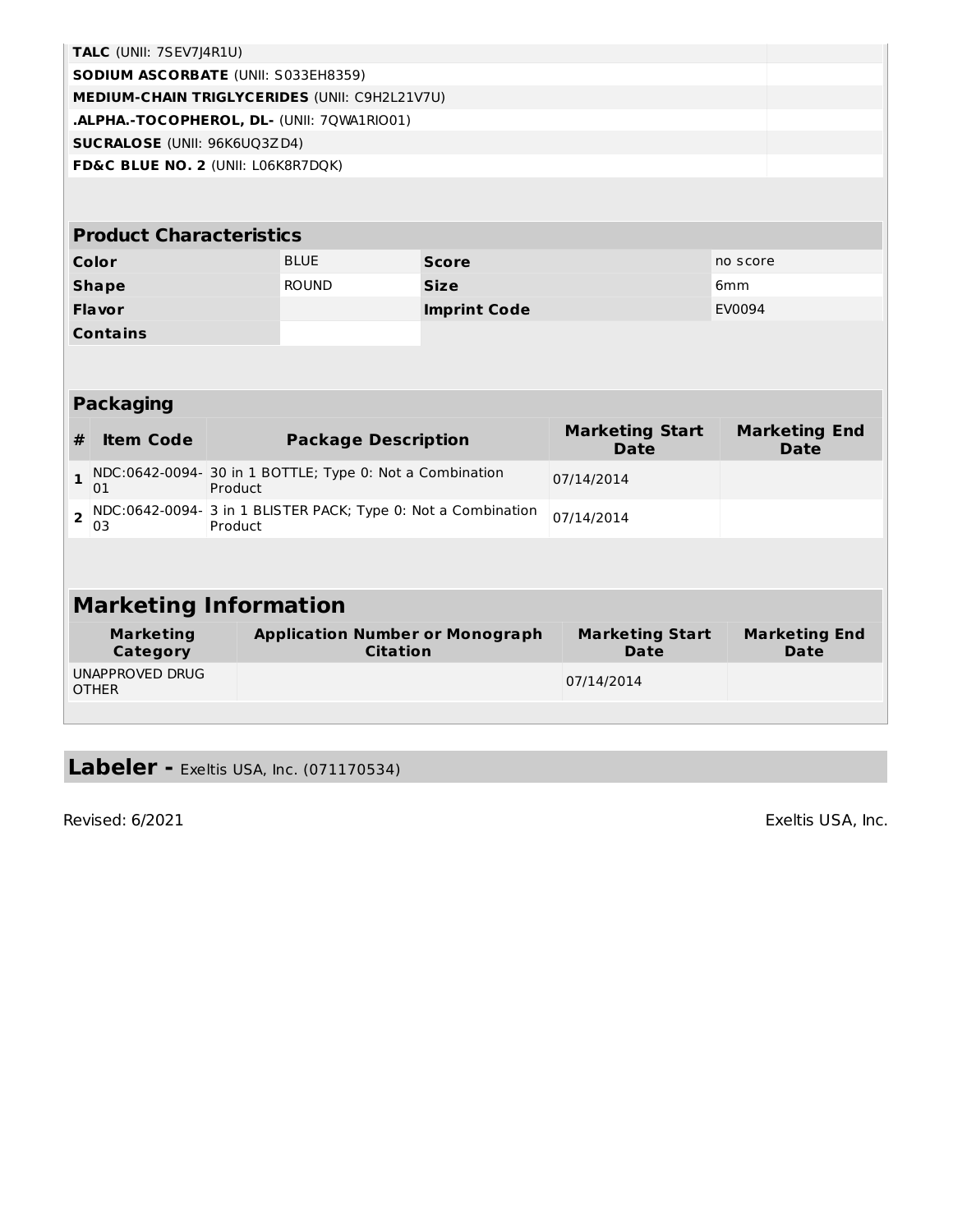| | |
|---|---|
| **TALC** (UNII: 7SEV7J4R1U) | |
| **SODIUM ASCORBATE** (UNII: S033EH8359) | |
| **MEDIUM-CHAIN TRIGLYCERIDES** (UNII: C9H2L21V7U) | |
| **.ALPHA.-TOCOPHEROL, DL-** (UNII: 7QWA1RIO01) | |
| **SUCRALOSE** (UNII: 96K6UQ3ZD4) | |
| **FD&C BLUE NO. 2** (UNII: L06K8R7DQK) | |

## Product Characteristics

| | | | |
|---|---|---|---|
| **Color** | BLUE | **Score** | no score |
| **Shape** | ROUND | **Size** | 6mm |
| **Flavor** | | **Imprint Code** | EV0094 |
| **Contains** | | | |

## Packaging

| # | Item Code | Package Description | Marketing Start Date | Marketing End Date |
|---|---|---|---|---|
| 1 | NDC:0642-0094-01 | 30 in 1 BOTTLE; Type 0: Not a Combination Product | 07/14/2014 | |
| 2 | NDC:0642-0094-03 | 3 in 1 BLISTER PACK; Type 0: Not a Combination Product | 07/14/2014 | |

## Marketing Information

| Marketing Category | Application Number or Monograph Citation | Marketing Start Date | Marketing End Date |
|---|---|---|---|
| UNAPPROVED DRUG OTHER | | 07/14/2014 | |

## Labeler - Exeltis USA, Inc. (071170534)

Revised: 6/2021

Exeltis USA, Inc.